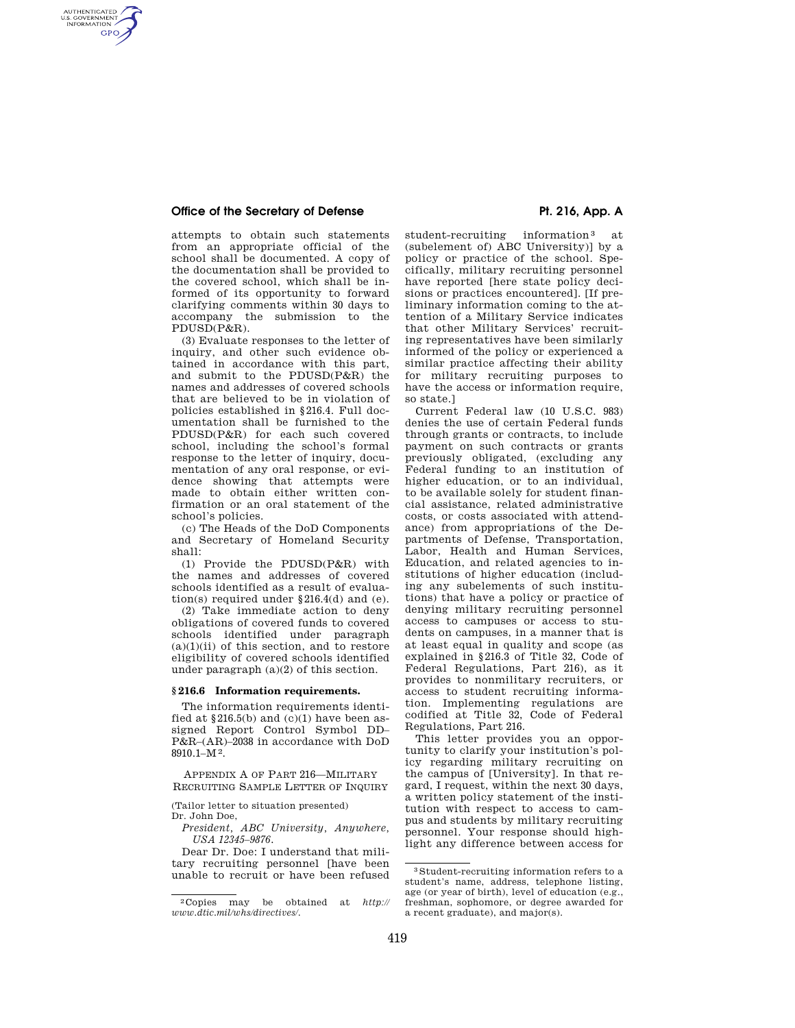attempts to obtain such statements from an appropriate official of the school shall be documented. A copy of the documentation shall be provided to the covered school, which shall be informed of its opportunity to forward clarifying comments within 30 days to accompany the submission to the PDUSD(P&R).

(3) Evaluate responses to the letter of inquiry, and other such evidence obtained in accordance with this part, and submit to the PDUSD(P&R) the names and addresses of covered schools that are believed to be in violation of policies established in §216.4. Full documentation shall be furnished to the PDUSD(P&R) for each such covered school, including the school's formal response to the letter of inquiry, documentation of any oral response, or evidence showing that attempts were made to obtain either written confirmation or an oral statement of the school's policies.

(c) The Heads of the DoD Components and Secretary of Homeland Security shall:

(1) Provide the PDUSD(P&R) with the names and addresses of covered schools identified as a result of evaluation(s) required under §216.4(d) and (e).

(2) Take immediate action to deny obligations of covered funds to covered schools identified under paragraph (a)(1)(ii) of this section, and to restore eligibility of covered schools identified under paragraph (a)(2) of this section.

### §216.6 Information requirements.

The information requirements identified at §216.5(b) and (c)(1) have been assigned Report Control Symbol DD–P&R–(AR)–2038 in accordance with DoD 8910.1–M[2].

## APPENDIX A OF PART 216—MILITARY RECRUITING SAMPLE LETTER OF INQUIRY

(Tailor letter to situation presented)

Dr. John Doe,

*President, ABC University, Anywhere, USA 12345–9876.*

Dear Dr. Doe: I understand that military recruiting personnel [have been unable to recruit or have been refused student-recruiting information[3] at (subelement of) ABC University)] by a policy or practice of the school. Specifically, military recruiting personnel have reported [here state policy decisions or practices encountered]. [If preliminary information coming to the attention of a Military Service indicates that other Military Services' recruiting representatives have been similarly informed of the policy or experienced a similar practice affecting their ability for military recruiting purposes to have the access or information require, so state.]

Current Federal law (10 U.S.C. 983) denies the use of certain Federal funds through grants or contracts, to include payment on such contracts or grants previously obligated, (excluding any Federal funding to an institution of higher education, or to an individual, to be available solely for student financial assistance, related administrative costs, or costs associated with attendance) from appropriations of the Departments of Defense, Transportation, Labor, Health and Human Services, Education, and related agencies to institutions of higher education (including any subelements of such institutions) that have a policy or practice of denying military recruiting personnel access to campuses or access to students on campuses, in a manner that is at least equal in quality and scope (as explained in §216.3 of Title 32, Code of Federal Regulations, Part 216), as it provides to nonmilitary recruiters, or access to student recruiting information. Implementing regulations are codified at Title 32, Code of Federal Regulations, Part 216.

This letter provides you an opportunity to clarify your institution's policy regarding military recruiting on the campus of [University]. In that regard, I request, within the next 30 days, a written policy statement of the institution with respect to access to campus and students by military recruiting personnel. Your response should highlight any difference between access for

---

[2] Copies may be obtained at *http://www.dtic.mil/whs/directives/*.

[3] Student-recruiting information refers to a student's name, address, telephone listing, age (or year of birth), level of education (e.g., freshman, sophomore, or degree awarded for a recent graduate), and major(s).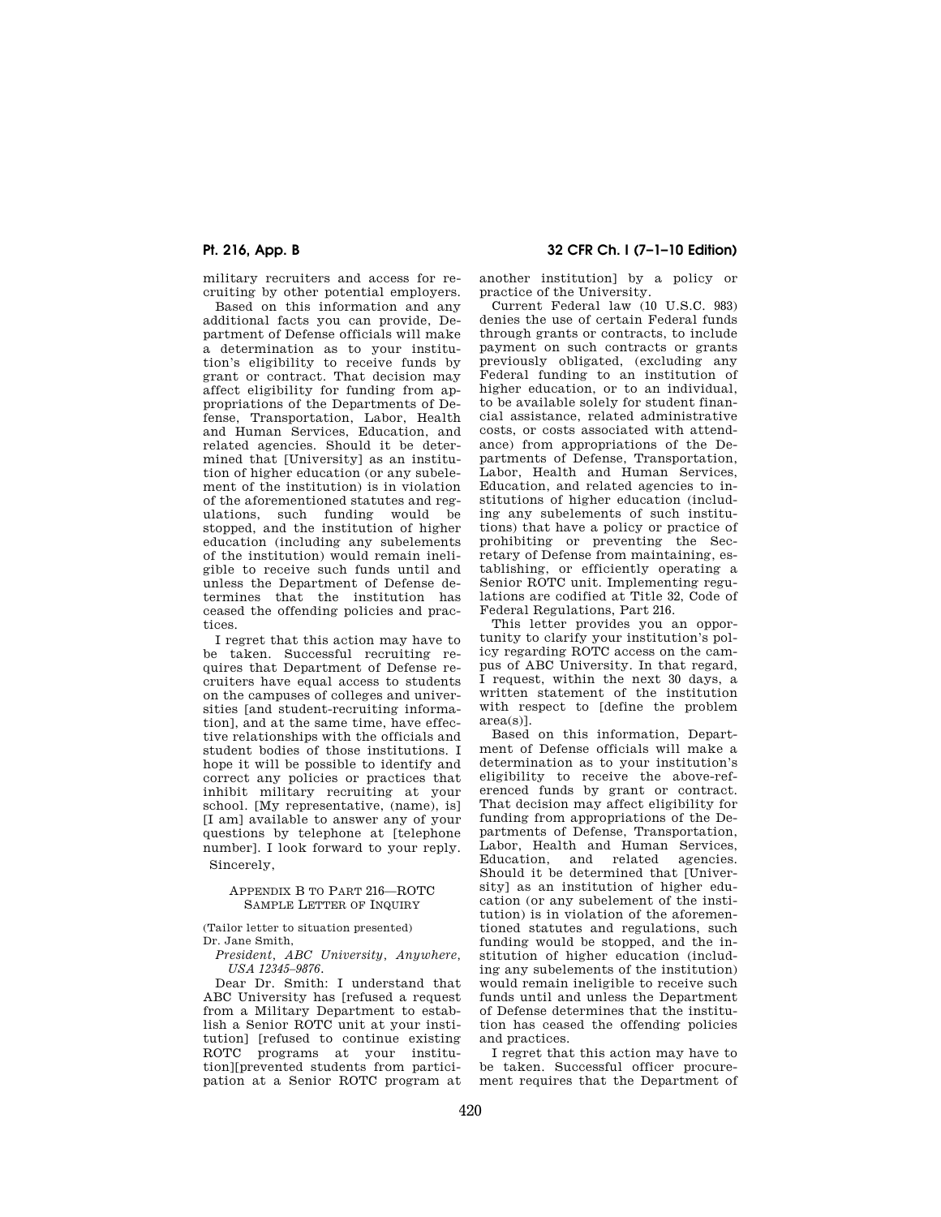military recruiters and access for recruiting by other potential employers.

Based on this information and any additional facts you can provide, Department of Defense officials will make a determination as to your institution's eligibility to receive funds by grant or contract. That decision may affect eligibility for funding from appropriations of the Departments of Defense, Transportation, Labor, Health and Human Services, Education, and related agencies. Should it be determined that [University] as an institution of higher education (or any subelement of the institution) is in violation of the aforementioned statutes and regulations, such funding would be stopped, and the institution of higher education (including any subelements of the institution) would remain ineligible to receive such funds until and unless the Department of Defense determines that the institution has ceased the offending policies and practices.

I regret that this action may have to be taken. Successful recruiting requires that Department of Defense recruiters have equal access to students on the campuses of colleges and universities [and student-recruiting information], and at the same time, have effective relationships with the officials and student bodies of those institutions. I hope it will be possible to identify and correct any policies or practices that inhibit military recruiting at your school. [My representative, (name), is] [I am] available to answer any of your questions by telephone at [telephone number]. I look forward to your reply.

Sincerely,

## Appendix B to Part 216—ROTC Sample Letter of Inquiry

(Tailor letter to situation presented)

Dr. Jane Smith,

*President, ABC University, Anywhere, USA 12345–9876.*

Dear Dr. Smith: I understand that ABC University has [refused a request from a Military Department to establish a Senior ROTC unit at your institution] [refused to continue existing ROTC programs at your institution][prevented students from participation at a Senior ROTC program at another institution] by a policy or practice of the University.

Current Federal law (10 U.S.C. 983) denies the use of certain Federal funds through grants or contracts, to include payment on such contracts or grants previously obligated, (excluding any Federal funding to an institution of higher education, or to an individual, to be available solely for student financial assistance, related administrative costs, or costs associated with attendance) from appropriations of the Departments of Defense, Transportation, Labor, Health and Human Services, Education, and related agencies to institutions of higher education (including any subelements of such institutions) that have a policy or practice of prohibiting or preventing the Secretary of Defense from maintaining, establishing, or efficiently operating a Senior ROTC unit. Implementing regulations are codified at Title 32, Code of Federal Regulations, Part 216.

This letter provides you an opportunity to clarify your institution's policy regarding ROTC access on the campus of ABC University. In that regard, I request, within the next 30 days, a written statement of the institution with respect to [define the problem area(s)].

Based on this information, Department of Defense officials will make a determination as to your institution's eligibility to receive the above-referenced funds by grant or contract. That decision may affect eligibility for funding from appropriations of the Departments of Defense, Transportation, Labor, Health and Human Services, Education, and related agencies. Should it be determined that [University] as an institution of higher education (or any subelement of the institution) is in violation of the aforementioned statutes and regulations, such funding would be stopped, and the institution of higher education (including any subelements of the institution) would remain ineligible to receive such funds until and unless the Department of Defense determines that the institution has ceased the offending policies and practices.

I regret that this action may have to be taken. Successful officer procurement requires that the Department of